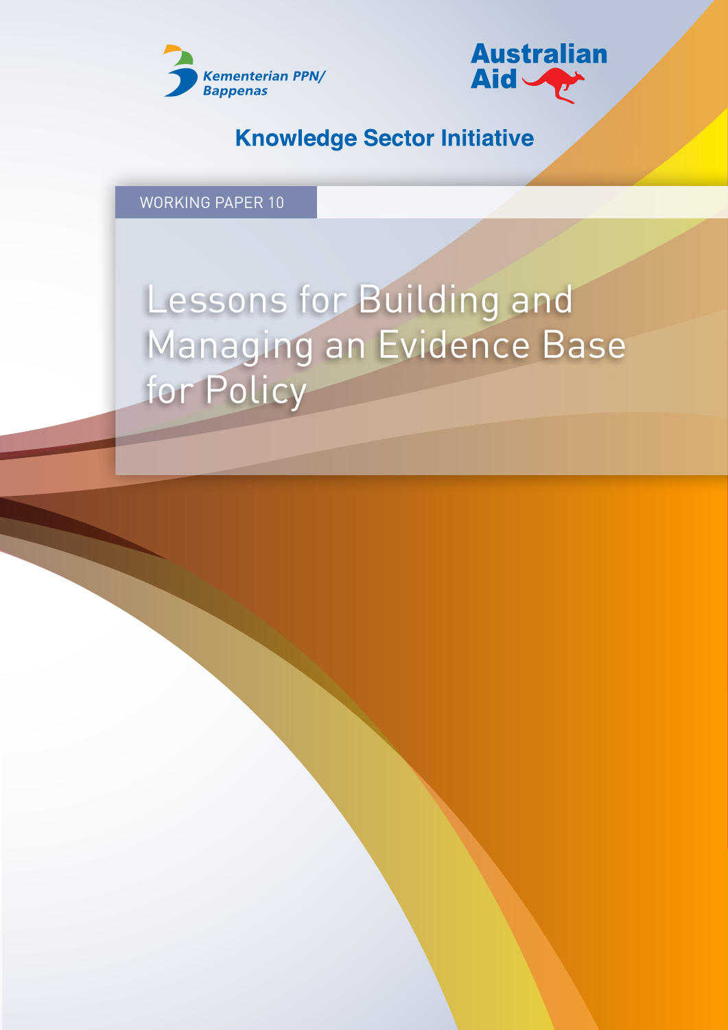Kementerian PPN/ Bappenas

Australian Aid

**Knowledge Sector Initiative**

WORKING PAPER 10

# Lessons for Building and Managing an Evidence Base for Policy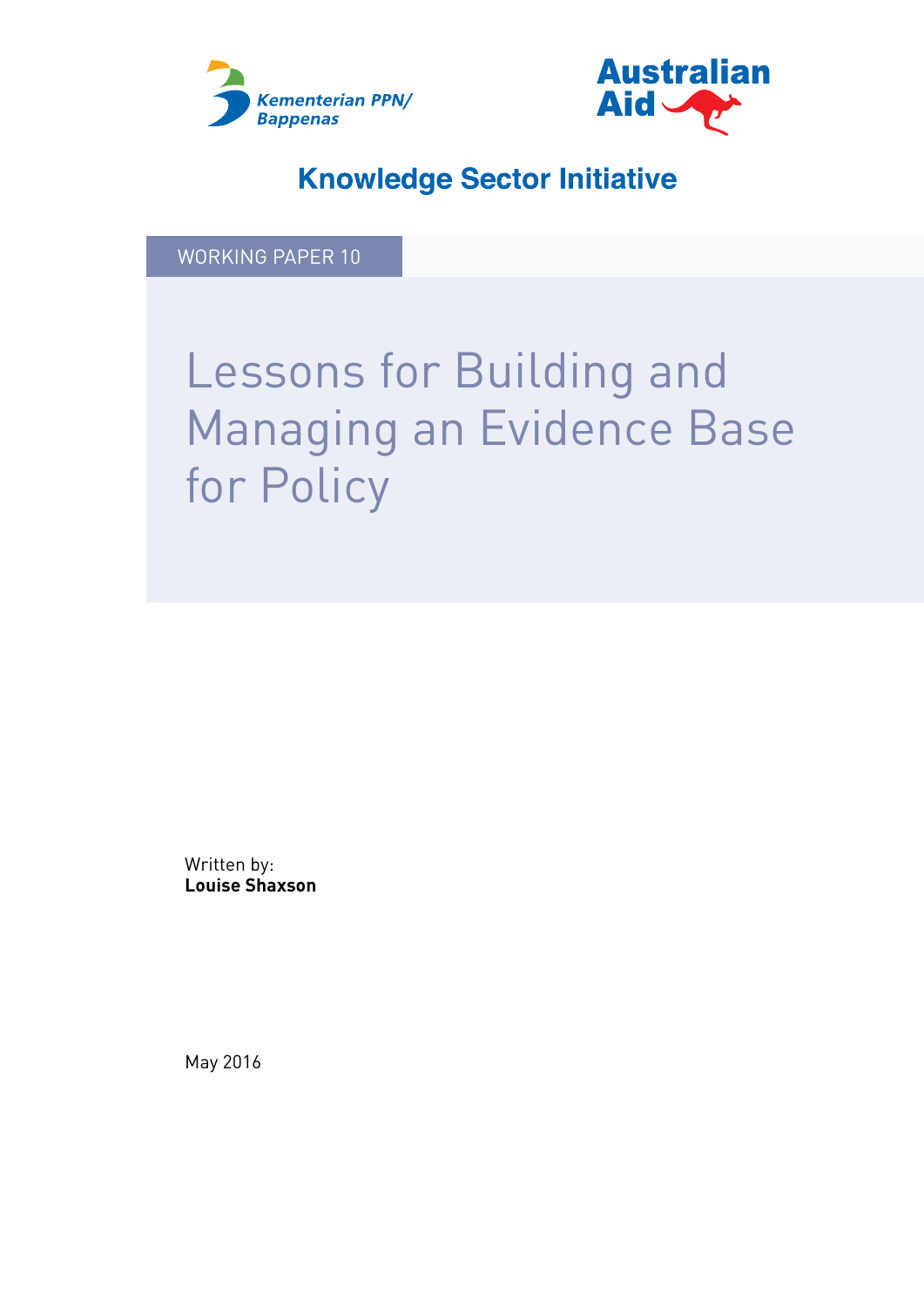Kementerian PPN/ Bappenas

Australian Aid

**Knowledge Sector Initiative**

WORKING PAPER 10

# Lessons for Building and Managing an Evidence Base for Policy

Written by:
**Louise Shaxson**

May 2016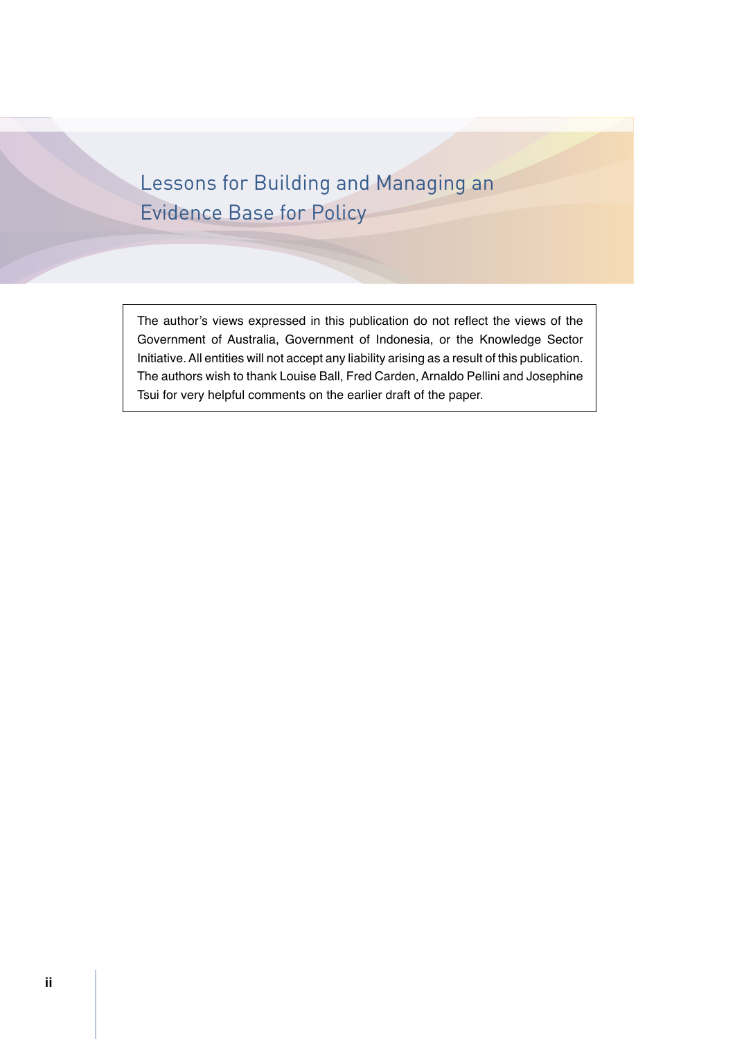# Lessons for Building and Managing an Evidence Base for Policy

The author's views expressed in this publication do not reflect the views of the Government of Australia, Government of Indonesia, or the Knowledge Sector Initiative. All entities will not accept any liability arising as a result of this publication. The authors wish to thank Louise Ball, Fred Carden, Arnaldo Pellini and Josephine Tsui for very helpful comments on the earlier draft of the paper.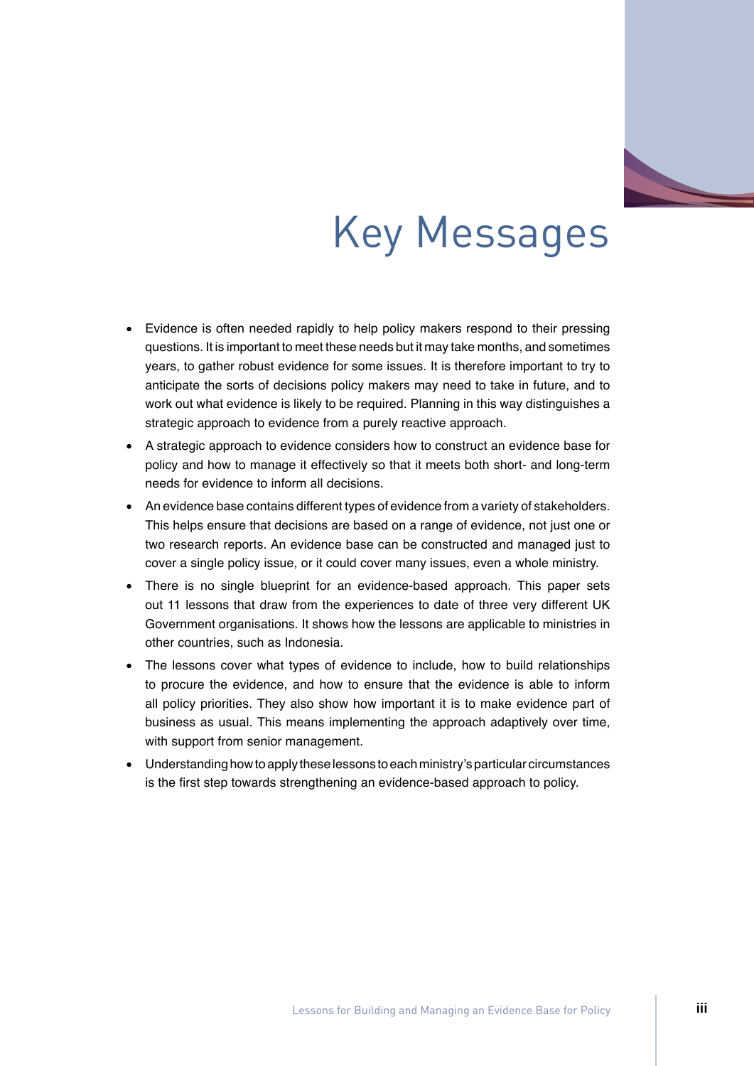# Key Messages

- Evidence is often needed rapidly to help policy makers respond to their pressing questions. It is important to meet these needs but it may take months, and sometimes years, to gather robust evidence for some issues. It is therefore important to try to anticipate the sorts of decisions policy makers may need to take in future, and to work out what evidence is likely to be required. Planning in this way distinguishes a strategic approach to evidence from a purely reactive approach.
- A strategic approach to evidence considers how to construct an evidence base for policy and how to manage it effectively so that it meets both short- and long-term needs for evidence to inform all decisions.
- An evidence base contains different types of evidence from a variety of stakeholders. This helps ensure that decisions are based on a range of evidence, not just one or two research reports. An evidence base can be constructed and managed just to cover a single policy issue, or it could cover many issues, even a whole ministry.
- There is no single blueprint for an evidence-based approach. This paper sets out 11 lessons that draw from the experiences to date of three very different UK Government organisations. It shows how the lessons are applicable to ministries in other countries, such as Indonesia.
- The lessons cover what types of evidence to include, how to build relationships to procure the evidence, and how to ensure that the evidence is able to inform all policy priorities. They also show how important it is to make evidence part of business as usual. This means implementing the approach adaptively over time, with support from senior management.
- Understanding how to apply these lessons to each ministry's particular circumstances is the first step towards strengthening an evidence-based approach to policy.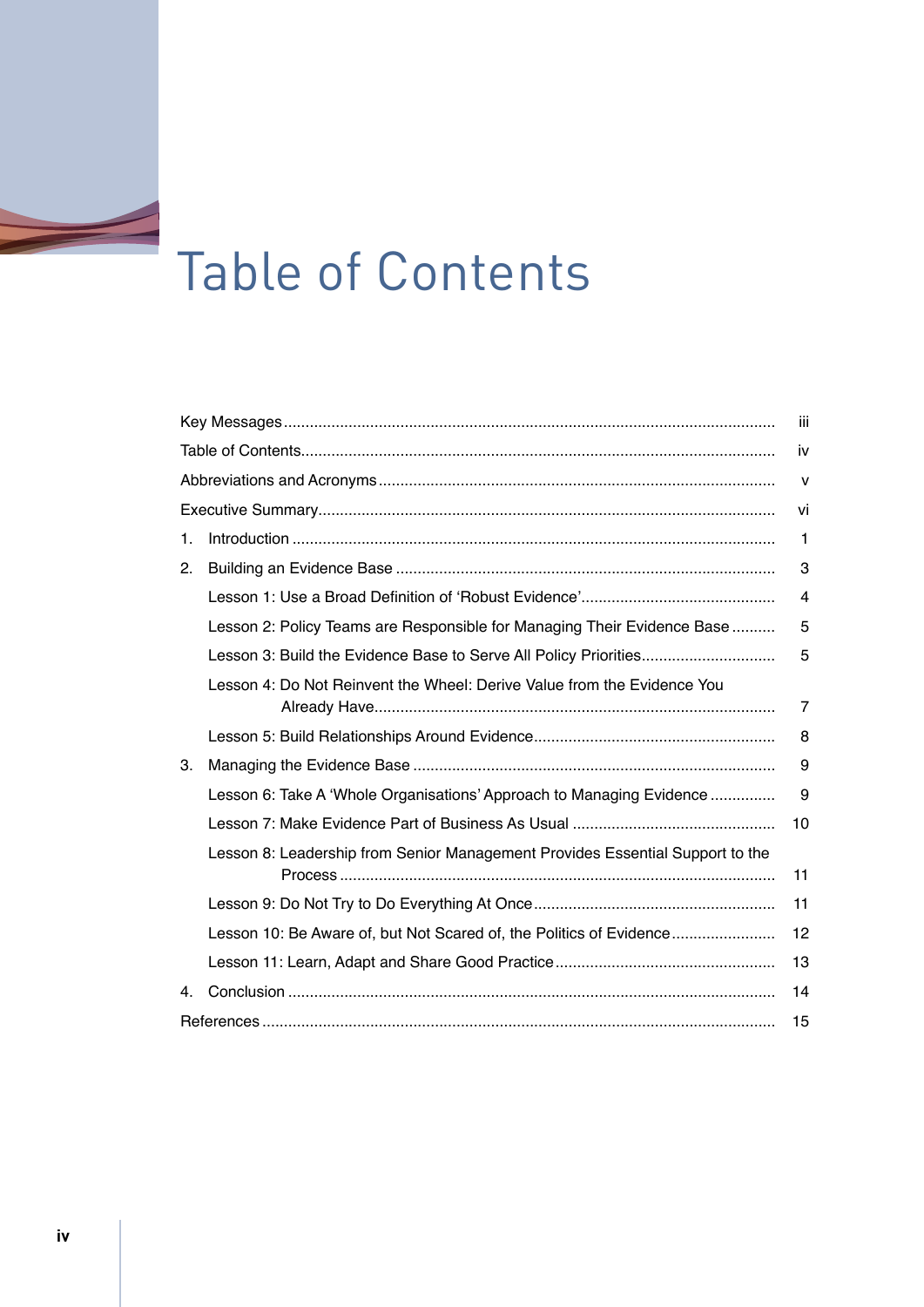# Table of Contents

| | |
|---|---|
| Key Messages | iii |
| Table of Contents | iv |
| Abbreviations and Acronyms | v |
| Executive Summary | vi |
| 1. Introduction | 1 |
| 2. Building an Evidence Base | 3 |
| Lesson 1: Use a Broad Definition of 'Robust Evidence' | 4 |
| Lesson 2: Policy Teams are Responsible for Managing Their Evidence Base | 5 |
| Lesson 3: Build the Evidence Base to Serve All Policy Priorities | 5 |
| Lesson 4: Do Not Reinvent the Wheel: Derive Value from the Evidence You Already Have | 7 |
| Lesson 5: Build Relationships Around Evidence | 8 |
| 3. Managing the Evidence Base | 9 |
| Lesson 6: Take A 'Whole Organisations' Approach to Managing Evidence | 9 |
| Lesson 7: Make Evidence Part of Business As Usual | 10 |
| Lesson 8: Leadership from Senior Management Provides Essential Support to the Process | 11 |
| Lesson 9: Do Not Try to Do Everything At Once | 11 |
| Lesson 10: Be Aware of, but Not Scared of, the Politics of Evidence | 12 |
| Lesson 11: Learn, Adapt and Share Good Practice | 13 |
| 4. Conclusion | 14 |
| References | 15 |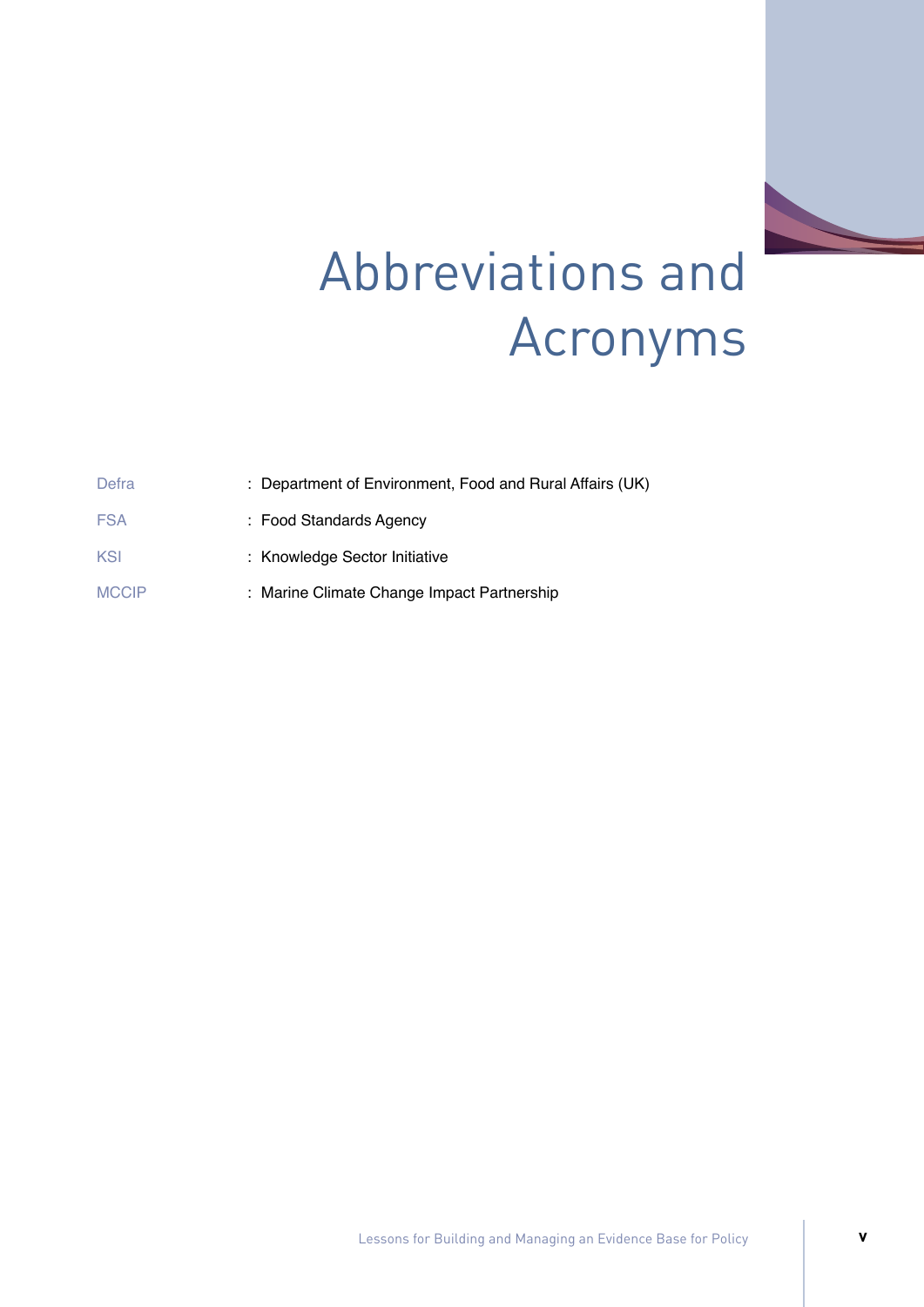# Abbreviations and Acronyms

| | |
|---|---|
| Defra | : Department of Environment, Food and Rural Affairs (UK) |
| FSA | : Food Standards Agency |
| KSI | : Knowledge Sector Initiative |
| MCCIP | : Marine Climate Change Impact Partnership |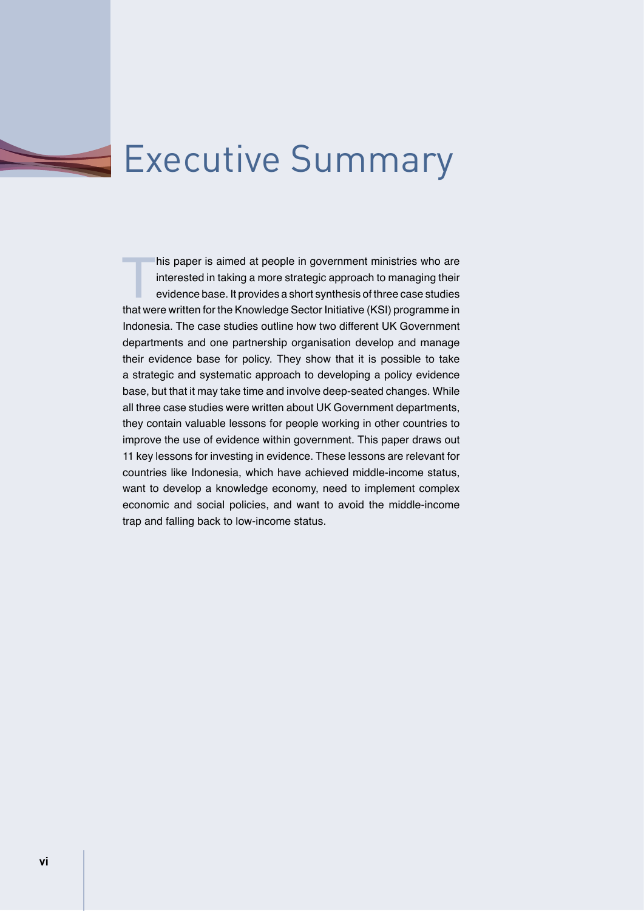# Executive Summary

This paper is aimed at people in government ministries who are interested in taking a more strategic approach to managing their evidence base. It provides a short synthesis of three case studies that were written for the Knowledge Sector Initiative (KSI) programme in Indonesia. The case studies outline how two different UK Government departments and one partnership organisation develop and manage their evidence base for policy. They show that it is possible to take a strategic and systematic approach to developing a policy evidence base, but that it may take time and involve deep-seated changes. While all three case studies were written about UK Government departments, they contain valuable lessons for people working in other countries to improve the use of evidence within government. This paper draws out 11 key lessons for investing in evidence. These lessons are relevant for countries like Indonesia, which have achieved middle-income status, want to develop a knowledge economy, need to implement complex economic and social policies, and want to avoid the middle-income trap and falling back to low-income status.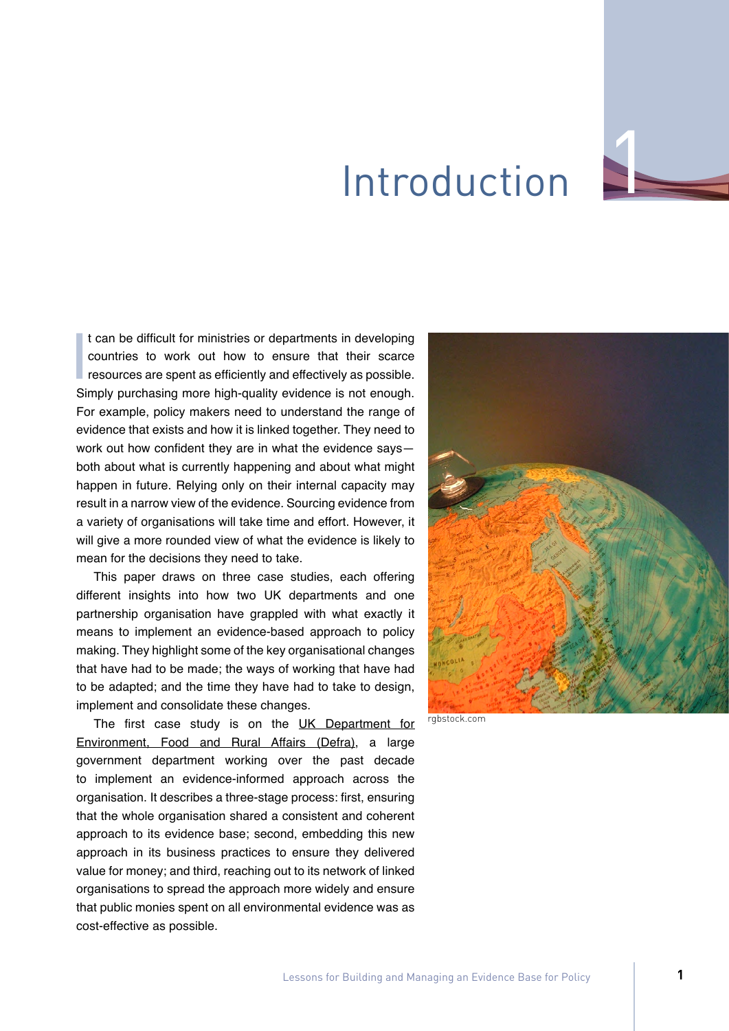# 1 Introduction

It can be difficult for ministries or departments in developing countries to work out how to ensure that their scarce resources are spent as efficiently and effectively as possible. Simply purchasing more high-quality evidence is not enough. For example, policy makers need to understand the range of evidence that exists and how it is linked together. They need to work out how confident they are in what the evidence says—both about what is currently happening and about what might happen in future. Relying only on their internal capacity may result in a narrow view of the evidence. Sourcing evidence from a variety of organisations will take time and effort. However, it will give a more rounded view of what the evidence is likely to mean for the decisions they need to take.

This paper draws on three case studies, each offering different insights into how two UK departments and one partnership organisation have grappled with what exactly it means to implement an evidence-based approach to policy making. They highlight some of the key organisational changes that have had to be made; the ways of working that have had to be adapted; and the time they have had to take to design, implement and consolidate these changes.

The first case study is on the UK Department for Environment, Food and Rural Affairs (Defra), a large government department working over the past decade to implement an evidence-informed approach across the organisation. It describes a three-stage process: first, ensuring that the whole organisation shared a consistent and coherent approach to its evidence base; second, embedding this new approach in its business practices to ensure they delivered value for money; and third, reaching out to its network of linked organisations to spread the approach more widely and ensure that public monies spent on all environmental evidence was as cost-effective as possible.

rgbstock.com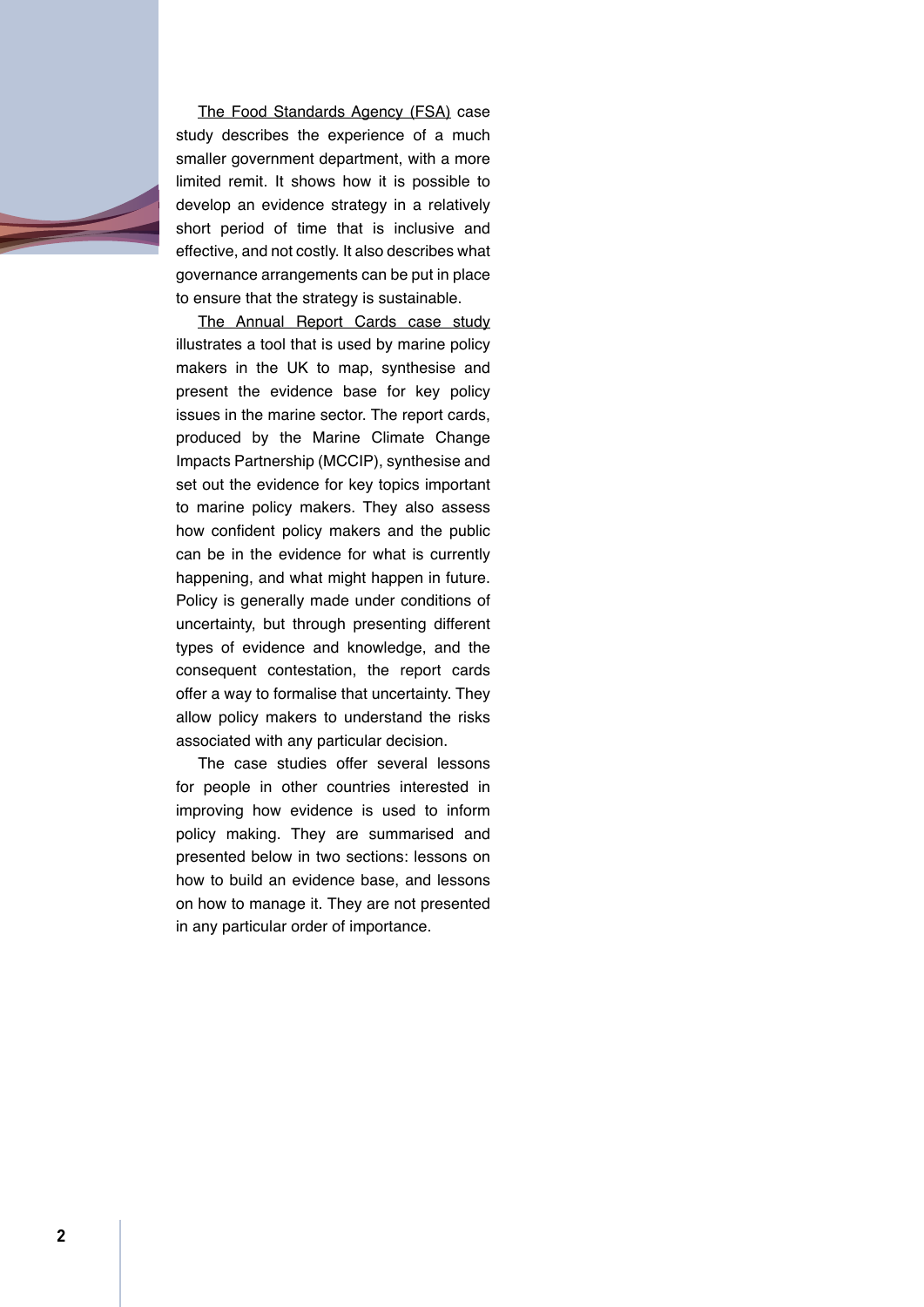The Food Standards Agency (FSA) case study describes the experience of a much smaller government department, with a more limited remit. It shows how it is possible to develop an evidence strategy in a relatively short period of time that is inclusive and effective, and not costly. It also describes what governance arrangements can be put in place to ensure that the strategy is sustainable.

The Annual Report Cards case study illustrates a tool that is used by marine policy makers in the UK to map, synthesise and present the evidence base for key policy issues in the marine sector. The report cards, produced by the Marine Climate Change Impacts Partnership (MCCIP), synthesise and set out the evidence for key topics important to marine policy makers. They also assess how confident policy makers and the public can be in the evidence for what is currently happening, and what might happen in future. Policy is generally made under conditions of uncertainty, but through presenting different types of evidence and knowledge, and the consequent contestation, the report cards offer a way to formalise that uncertainty. They allow policy makers to understand the risks associated with any particular decision.

The case studies offer several lessons for people in other countries interested in improving how evidence is used to inform policy making. They are summarised and presented below in two sections: lessons on how to build an evidence base, and lessons on how to manage it. They are not presented in any particular order of importance.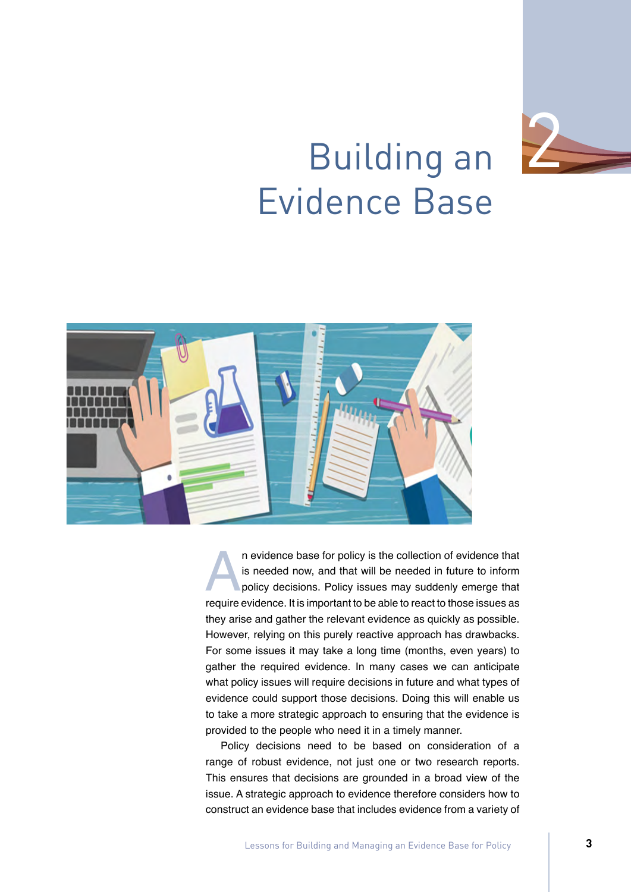# 2 Building an Evidence Base

An evidence base for policy is the collection of evidence that is needed now, and that will be needed in future to inform policy decisions. Policy issues may suddenly emerge that require evidence. It is important to be able to react to those issues as they arise and gather the relevant evidence as quickly as possible. However, relying on this purely reactive approach has drawbacks. For some issues it may take a long time (months, even years) to gather the required evidence. In many cases we can anticipate what policy issues will require decisions in future and what types of evidence could support those decisions. Doing this will enable us to take a more strategic approach to ensuring that the evidence is provided to the people who need it in a timely manner.

Policy decisions need to be based on consideration of a range of robust evidence, not just one or two research reports. This ensures that decisions are grounded in a broad view of the issue. A strategic approach to evidence therefore considers how to construct an evidence base that includes evidence from a variety of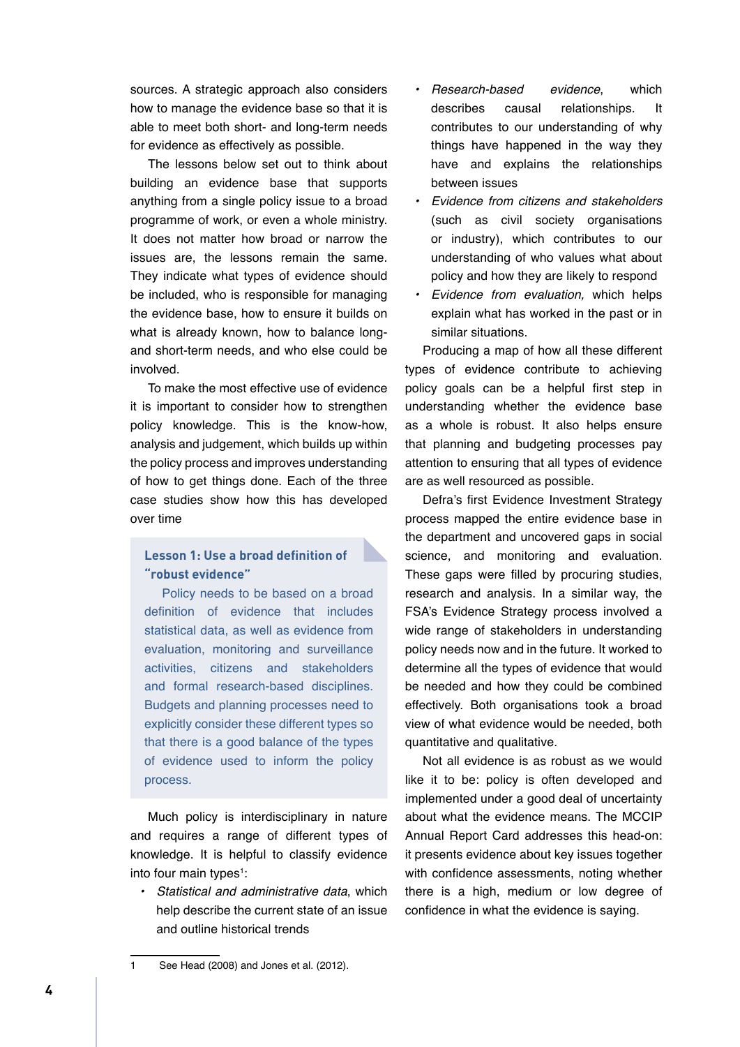sources. A strategic approach also considers how to manage the evidence base so that it is able to meet both short- and long-term needs for evidence as effectively as possible.

The lessons below set out to think about building an evidence base that supports anything from a single policy issue to a broad programme of work, or even a whole ministry. It does not matter how broad or narrow the issues are, the lessons remain the same. They indicate what types of evidence should be included, who is responsible for managing the evidence base, how to ensure it builds on what is already known, how to balance long- and short-term needs, and who else could be involved.

To make the most effective use of evidence it is important to consider how to strengthen policy knowledge. This is the know-how, analysis and judgement, which builds up within the policy process and improves understanding of how to get things done. Each of the three case studies show how this has developed over time

### Lesson 1: Use a broad definition of "robust evidence"

Policy needs to be based on a broad definition of evidence that includes statistical data, as well as evidence from evaluation, monitoring and surveillance activities, citizens and stakeholders and formal research-based disciplines. Budgets and planning processes need to explicitly consider these different types so that there is a good balance of the types of evidence used to inform the policy process.

Much policy is interdisciplinary in nature and requires a range of different types of knowledge. It is helpful to classify evidence into four main types[1]:

- *Statistical and administrative data*, which help describe the current state of an issue and outline historical trends
- *Research-based evidence*, which describes causal relationships. It contributes to our understanding of why things have happened in the way they have and explains the relationships between issues
- *Evidence from citizens and stakeholders* (such as civil society organisations or industry), which contributes to our understanding of who values what about policy and how they are likely to respond
- *Evidence from evaluation,* which helps explain what has worked in the past or in similar situations.

Producing a map of how all these different types of evidence contribute to achieving policy goals can be a helpful first step in understanding whether the evidence base as a whole is robust. It also helps ensure that planning and budgeting processes pay attention to ensuring that all types of evidence are as well resourced as possible.

Defra's first Evidence Investment Strategy process mapped the entire evidence base in the department and uncovered gaps in social science, and monitoring and evaluation. These gaps were filled by procuring studies, research and analysis. In a similar way, the FSA's Evidence Strategy process involved a wide range of stakeholders in understanding policy needs now and in the future. It worked to determine all the types of evidence that would be needed and how they could be combined effectively. Both organisations took a broad view of what evidence would be needed, both quantitative and qualitative.

Not all evidence is as robust as we would like it to be: policy is often developed and implemented under a good deal of uncertainty about what the evidence means. The MCCIP Annual Report Card addresses this head-on: it presents evidence about key issues together with confidence assessments, noting whether there is a high, medium or low degree of confidence in what the evidence is saying.

---

1 See Head (2008) and Jones et al. (2012).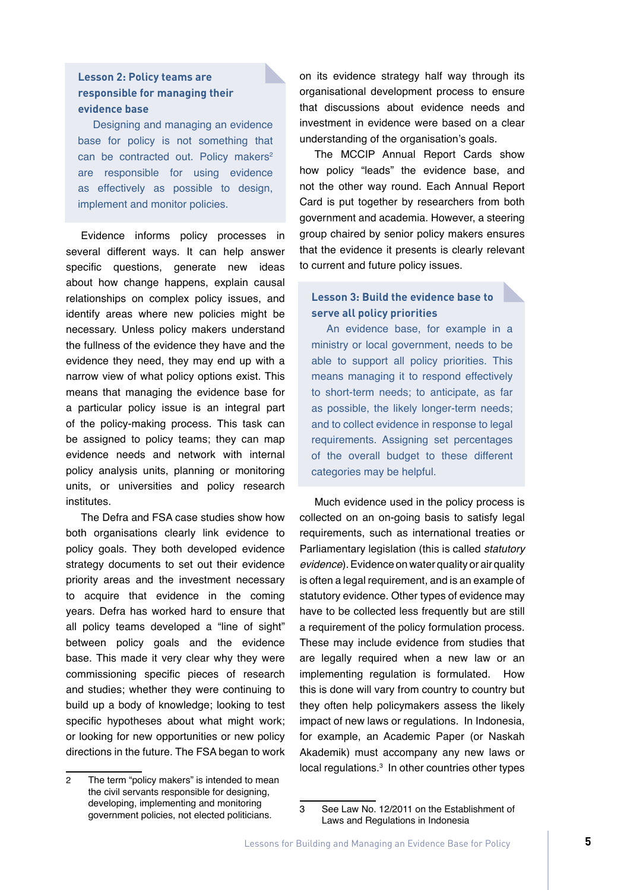**Lesson 2: Policy teams are responsible for managing their evidence base**

Designing and managing an evidence base for policy is not something that can be contracted out. Policy makers[2] are responsible for using evidence as effectively as possible to design, implement and monitor policies.

Evidence informs policy processes in several different ways. It can help answer specific questions, generate new ideas about how change happens, explain causal relationships on complex policy issues, and identify areas where new policies might be necessary. Unless policy makers understand the fullness of the evidence they have and the evidence they need, they may end up with a narrow view of what policy options exist. This means that managing the evidence base for a particular policy issue is an integral part of the policy-making process. This task can be assigned to policy teams; they can map evidence needs and network with internal policy analysis units, planning or monitoring units, or universities and policy research institutes.

The Defra and FSA case studies show how both organisations clearly link evidence to policy goals. They both developed evidence strategy documents to set out their evidence priority areas and the investment necessary to acquire that evidence in the coming years. Defra has worked hard to ensure that all policy teams developed a "line of sight" between policy goals and the evidence base. This made it very clear why they were commissioning specific pieces of research and studies; whether they were continuing to build up a body of knowledge; looking to test specific hypotheses about what might work; or looking for new opportunities or new policy directions in the future. The FSA began to work on its evidence strategy half way through its organisational development process to ensure that discussions about evidence needs and investment in evidence were based on a clear understanding of the organisation's goals.

The MCCIP Annual Report Cards show how policy "leads" the evidence base, and not the other way round. Each Annual Report Card is put together by researchers from both government and academia. However, a steering group chaired by senior policy makers ensures that the evidence it presents is clearly relevant to current and future policy issues.

**Lesson 3: Build the evidence base to serve all policy priorities**

An evidence base, for example in a ministry or local government, needs to be able to support all policy priorities. This means managing it to respond effectively to short-term needs; to anticipate, as far as possible, the likely longer-term needs; and to collect evidence in response to legal requirements. Assigning set percentages of the overall budget to these different categories may be helpful.

Much evidence used in the policy process is collected on an on-going basis to satisfy legal requirements, such as international treaties or Parliamentary legislation (this is called *statutory evidence*). Evidence on water quality or air quality is often a legal requirement, and is an example of statutory evidence. Other types of evidence may have to be collected less frequently but are still a requirement of the policy formulation process. These may include evidence from studies that are legally required when a new law or an implementing regulation is formulated. How this is done will vary from country to country but they often help policymakers assess the likely impact of new laws or regulations. In Indonesia, for example, an Academic Paper (or Naskah Akademik) must accompany any new laws or local regulations.[3] In other countries other types

---

2 The term "policy makers" is intended to mean the civil servants responsible for designing, developing, implementing and monitoring government policies, not elected politicians.

3 See Law No. 12/2011 on the Establishment of Laws and Regulations in Indonesia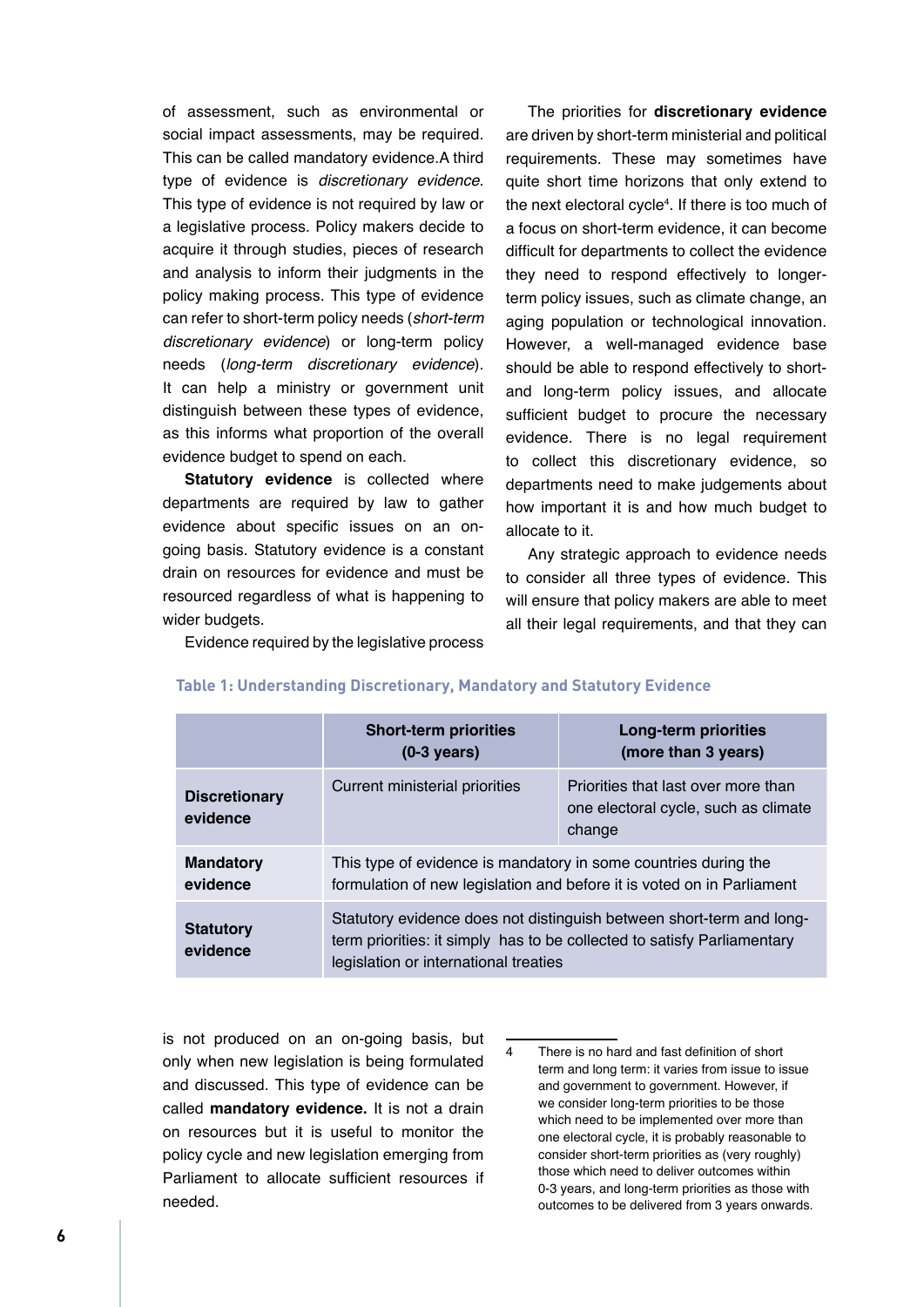of assessment, such as environmental or social impact assessments, may be required. This can be called mandatory evidence.A third type of evidence is *discretionary evidence*. This type of evidence is not required by law or a legislative process. Policy makers decide to acquire it through studies, pieces of research and analysis to inform their judgments in the policy making process. This type of evidence can refer to short-term policy needs (*short-term discretionary evidence*) or long-term policy needs (*long-term discretionary evidence*). It can help a ministry or government unit distinguish between these types of evidence, as this informs what proportion of the overall evidence budget to spend on each.

**Statutory evidence** is collected where departments are required by law to gather evidence about specific issues on an on-going basis. Statutory evidence is a constant drain on resources for evidence and must be resourced regardless of what is happening to wider budgets.

Evidence required by the legislative process is not produced on an on-going basis, but only when new legislation is being formulated and discussed. This type of evidence can be called **mandatory evidence.** It is not a drain on resources but it is useful to monitor the policy cycle and new legislation emerging from Parliament to allocate sufficient resources if needed.

The priorities for **discretionary evidence** are driven by short-term ministerial and political requirements. These may sometimes have quite short time horizons that only extend to the next electoral cycle[4]. If there is too much of a focus on short-term evidence, it can become difficult for departments to collect the evidence they need to respond effectively to longer-term policy issues, such as climate change, an aging population or technological innovation. However, a well-managed evidence base should be able to respond effectively to short- and long-term policy issues, and allocate sufficient budget to procure the necessary evidence. There is no legal requirement to collect this discretionary evidence, so departments need to make judgements about how important it is and how much budget to allocate to it.

Any strategic approach to evidence needs to consider all three types of evidence. This will ensure that policy makers are able to meet all their legal requirements, and that they can

**Table 1: Understanding Discretionary, Mandatory and Statutory Evidence**

| | Short-term priorities (0-3 years) | Long-term priorities (more than 3 years) |
|---|---|---|
| **Discretionary evidence** | Current ministerial priorities | Priorities that last over more than one electoral cycle, such as climate change |
| **Mandatory evidence** | This type of evidence is mandatory in some countries during the formulation of new legislation and before it is voted on in Parliament | |
| **Statutory evidence** | Statutory evidence does not distinguish between short-term and long-term priorities: it simply has to be collected to satisfy Parliamentary legislation or international treaties | |

4 There is no hard and fast definition of short term and long term: it varies from issue to issue and government to government. However, if we consider long-term priorities to be those which need to be implemented over more than one electoral cycle, it is probably reasonable to consider short-term priorities as (very roughly) those which need to deliver outcomes within 0-3 years, and long-term priorities as those with outcomes to be delivered from 3 years onwards.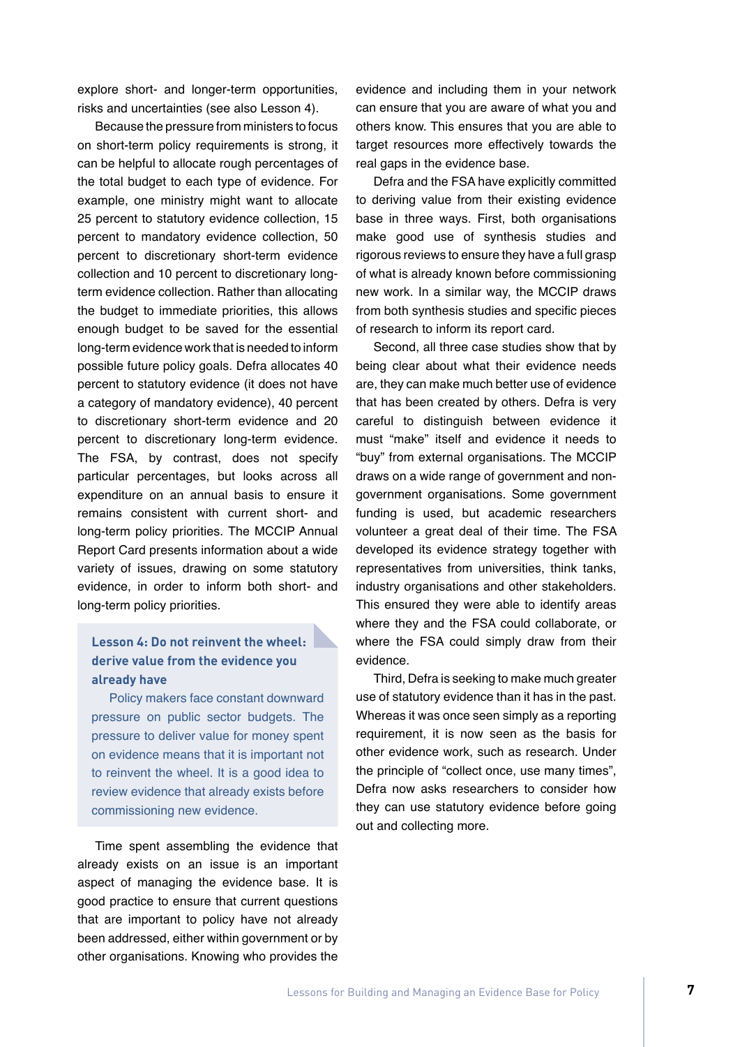explore short- and longer-term opportunities, risks and uncertainties (see also Lesson 4).

Because the pressure from ministers to focus on short-term policy requirements is strong, it can be helpful to allocate rough percentages of the total budget to each type of evidence. For example, one ministry might want to allocate 25 percent to statutory evidence collection, 15 percent to mandatory evidence collection, 50 percent to discretionary short-term evidence collection and 10 percent to discretionary long-term evidence collection. Rather than allocating the budget to immediate priorities, this allows enough budget to be saved for the essential long-term evidence work that is needed to inform possible future policy goals. Defra allocates 40 percent to statutory evidence (it does not have a category of mandatory evidence), 40 percent to discretionary short-term evidence and 20 percent to discretionary long-term evidence. The FSA, by contrast, does not specify particular percentages, but looks across all expenditure on an annual basis to ensure it remains consistent with current short- and long-term policy priorities. The MCCIP Annual Report Card presents information about a wide variety of issues, drawing on some statutory evidence, in order to inform both short- and long-term policy priorities.

> **Lesson 4: Do not reinvent the wheel: derive value from the evidence you already have**
>
> Policy makers face constant downward pressure on public sector budgets. The pressure to deliver value for money spent on evidence means that it is important not to reinvent the wheel. It is a good idea to review evidence that already exists before commissioning new evidence.

Time spent assembling the evidence that already exists on an issue is an important aspect of managing the evidence base. It is good practice to ensure that current questions that are important to policy have not already been addressed, either within government or by other organisations. Knowing who provides the evidence and including them in your network can ensure that you are aware of what you and others know. This ensures that you are able to target resources more effectively towards the real gaps in the evidence base.

Defra and the FSA have explicitly committed to deriving value from their existing evidence base in three ways. First, both organisations make good use of synthesis studies and rigorous reviews to ensure they have a full grasp of what is already known before commissioning new work. In a similar way, the MCCIP draws from both synthesis studies and specific pieces of research to inform its report card.

Second, all three case studies show that by being clear about what their evidence needs are, they can make much better use of evidence that has been created by others. Defra is very careful to distinguish between evidence it must "make" itself and evidence it needs to "buy" from external organisations. The MCCIP draws on a wide range of government and non-government organisations. Some government funding is used, but academic researchers volunteer a great deal of their time. The FSA developed its evidence strategy together with representatives from universities, think tanks, industry organisations and other stakeholders. This ensured they were able to identify areas where they and the FSA could collaborate, or where the FSA could simply draw from their evidence.

Third, Defra is seeking to make much greater use of statutory evidence than it has in the past. Whereas it was once seen simply as a reporting requirement, it is now seen as the basis for other evidence work, such as research. Under the principle of "collect once, use many times", Defra now asks researchers to consider how they can use statutory evidence before going out and collecting more.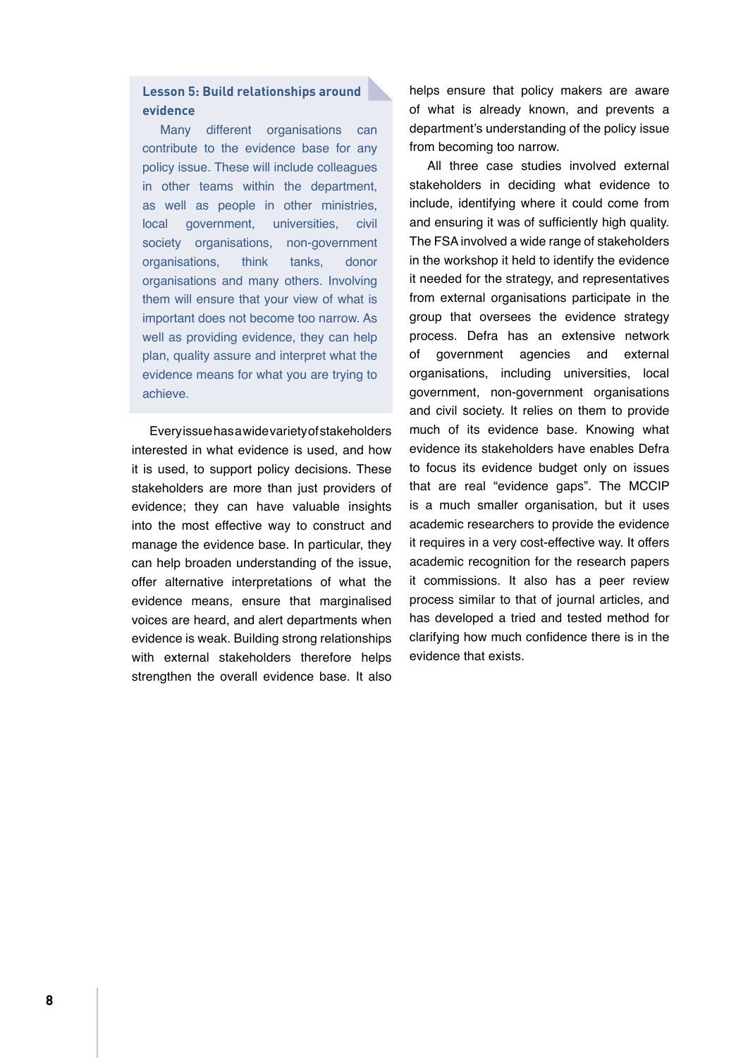**Lesson 5: Build relationships around evidence**

Many different organisations can contribute to the evidence base for any policy issue. These will include colleagues in other teams within the department, as well as people in other ministries, local government, universities, civil society organisations, non-government organisations, think tanks, donor organisations and many others. Involving them will ensure that your view of what is important does not become too narrow. As well as providing evidence, they can help plan, quality assure and interpret what the evidence means for what you are trying to achieve.

Every issue has a wide variety of stakeholders interested in what evidence is used, and how it is used, to support policy decisions. These stakeholders are more than just providers of evidence; they can have valuable insights into the most effective way to construct and manage the evidence base. In particular, they can help broaden understanding of the issue, offer alternative interpretations of what the evidence means, ensure that marginalised voices are heard, and alert departments when evidence is weak. Building strong relationships with external stakeholders therefore helps strengthen the overall evidence base. It also helps ensure that policy makers are aware of what is already known, and prevents a department's understanding of the policy issue from becoming too narrow.

All three case studies involved external stakeholders in deciding what evidence to include, identifying where it could come from and ensuring it was of sufficiently high quality. The FSA involved a wide range of stakeholders in the workshop it held to identify the evidence it needed for the strategy, and representatives from external organisations participate in the group that oversees the evidence strategy process. Defra has an extensive network of government agencies and external organisations, including universities, local government, non-government organisations and civil society. It relies on them to provide much of its evidence base. Knowing what evidence its stakeholders have enables Defra to focus its evidence budget only on issues that are real "evidence gaps". The MCCIP is a much smaller organisation, but it uses academic researchers to provide the evidence it requires in a very cost-effective way. It offers academic recognition for the research papers it commissions. It also has a peer review process similar to that of journal articles, and has developed a tried and tested method for clarifying how much confidence there is in the evidence that exists.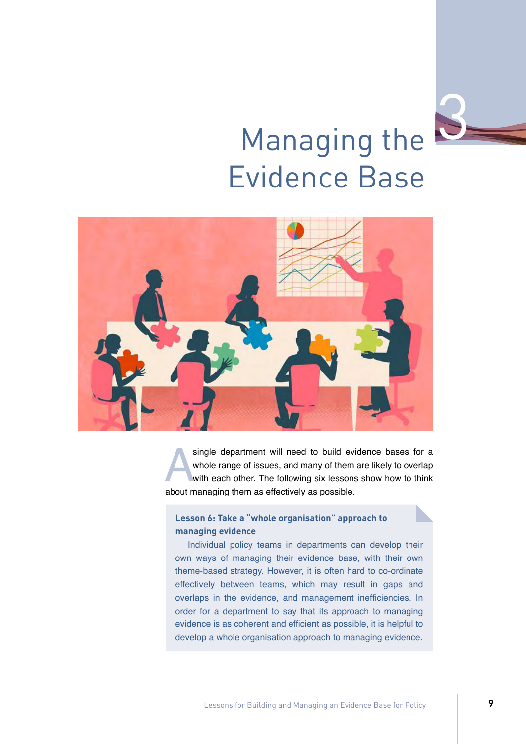# 3 Managing the Evidence Base

A single department will need to build evidence bases for a whole range of issues, and many of them are likely to overlap with each other. The following six lessons show how to think about managing them as effectively as possible.

**Lesson 6: Take a "whole organisation" approach to managing evidence**

Individual policy teams in departments can develop their own ways of managing their evidence base, with their own theme-based strategy. However, it is often hard to co-ordinate effectively between teams, which may result in gaps and overlaps in the evidence, and management inefficiencies. In order for a department to say that its approach to managing evidence is as coherent and efficient as possible, it is helpful to develop a whole organisation approach to managing evidence.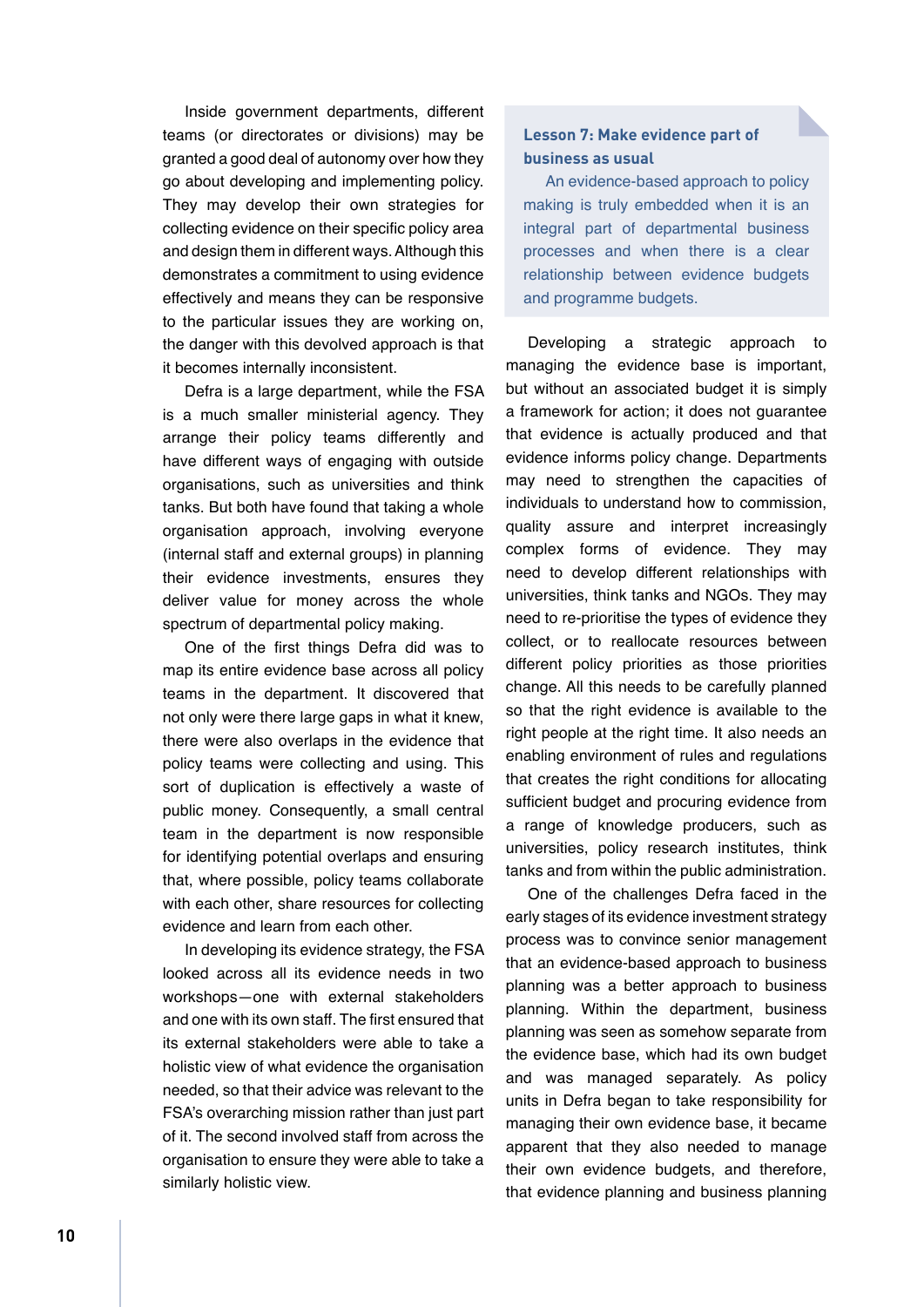Inside government departments, different teams (or directorates or divisions) may be granted a good deal of autonomy over how they go about developing and implementing policy. They may develop their own strategies for collecting evidence on their specific policy area and design them in different ways. Although this demonstrates a commitment to using evidence effectively and means they can be responsive to the particular issues they are working on, the danger with this devolved approach is that it becomes internally inconsistent.

Defra is a large department, while the FSA is a much smaller ministerial agency. They arrange their policy teams differently and have different ways of engaging with outside organisations, such as universities and think tanks. But both have found that taking a whole organisation approach, involving everyone (internal staff and external groups) in planning their evidence investments, ensures they deliver value for money across the whole spectrum of departmental policy making.

One of the first things Defra did was to map its entire evidence base across all policy teams in the department. It discovered that not only were there large gaps in what it knew, there were also overlaps in the evidence that policy teams were collecting and using. This sort of duplication is effectively a waste of public money. Consequently, a small central team in the department is now responsible for identifying potential overlaps and ensuring that, where possible, policy teams collaborate with each other, share resources for collecting evidence and learn from each other.

In developing its evidence strategy, the FSA looked across all its evidence needs in two workshops—one with external stakeholders and one with its own staff. The first ensured that its external stakeholders were able to take a holistic view of what evidence the organisation needed, so that their advice was relevant to the FSA's overarching mission rather than just part of it. The second involved staff from across the organisation to ensure they were able to take a similarly holistic view.

> **Lesson 7: Make evidence part of business as usual**
>
> An evidence-based approach to policy making is truly embedded when it is an integral part of departmental business processes and when there is a clear relationship between evidence budgets and programme budgets.

Developing a strategic approach to managing the evidence base is important, but without an associated budget it is simply a framework for action; it does not guarantee that evidence is actually produced and that evidence informs policy change. Departments may need to strengthen the capacities of individuals to understand how to commission, quality assure and interpret increasingly complex forms of evidence. They may need to develop different relationships with universities, think tanks and NGOs. They may need to re-prioritise the types of evidence they collect, or to reallocate resources between different policy priorities as those priorities change. All this needs to be carefully planned so that the right evidence is available to the right people at the right time. It also needs an enabling environment of rules and regulations that creates the right conditions for allocating sufficient budget and procuring evidence from a range of knowledge producers, such as universities, policy research institutes, think tanks and from within the public administration.

One of the challenges Defra faced in the early stages of its evidence investment strategy process was to convince senior management that an evidence-based approach to business planning was a better approach to business planning. Within the department, business planning was seen as somehow separate from the evidence base, which had its own budget and was managed separately. As policy units in Defra began to take responsibility for managing their own evidence base, it became apparent that they also needed to manage their own evidence budgets, and therefore, that evidence planning and business planning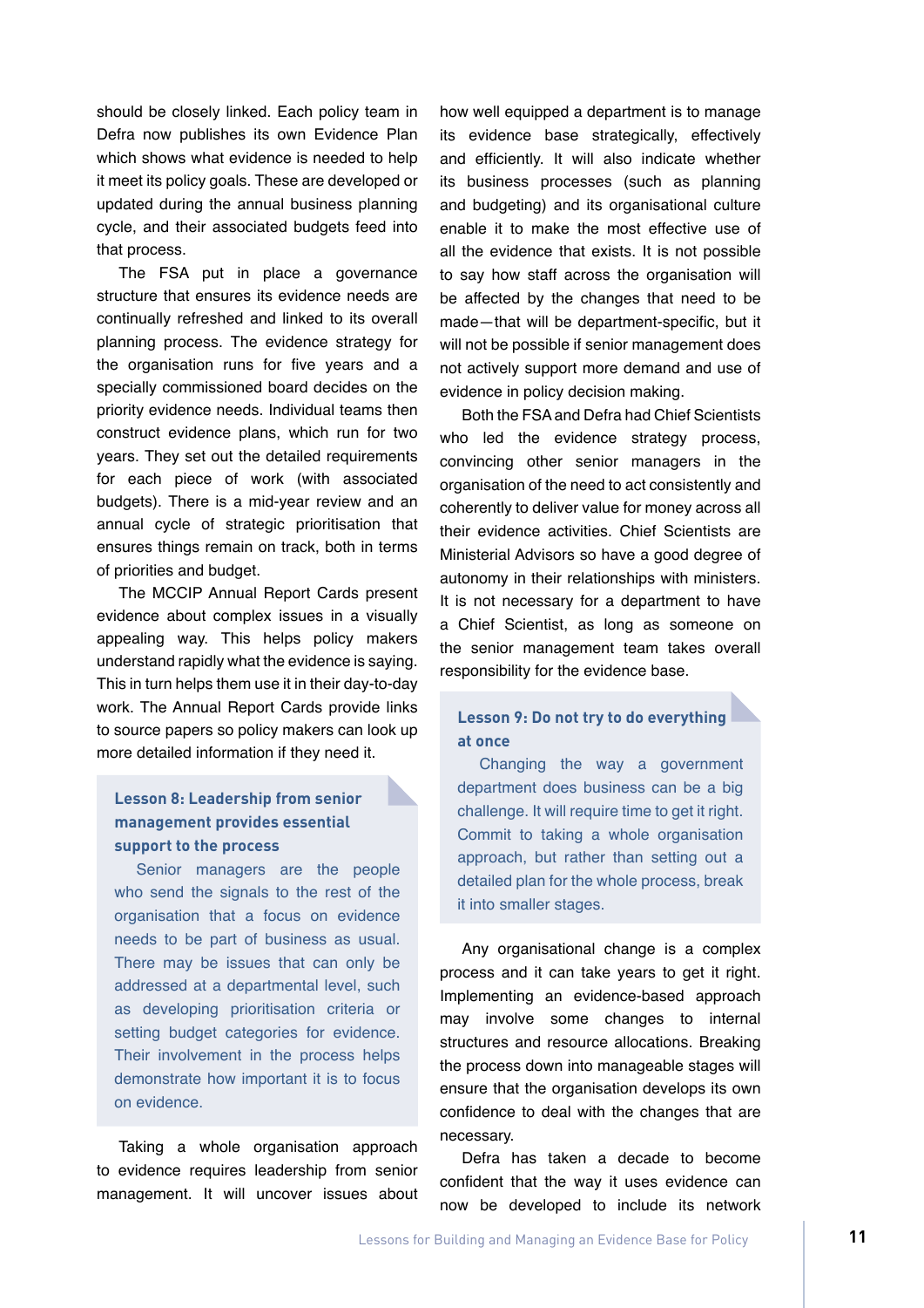should be closely linked. Each policy team in Defra now publishes its own Evidence Plan which shows what evidence is needed to help it meet its policy goals. These are developed or updated during the annual business planning cycle, and their associated budgets feed into that process.

The FSA put in place a governance structure that ensures its evidence needs are continually refreshed and linked to its overall planning process. The evidence strategy for the organisation runs for five years and a specially commissioned board decides on the priority evidence needs. Individual teams then construct evidence plans, which run for two years. They set out the detailed requirements for each piece of work (with associated budgets). There is a mid-year review and an annual cycle of strategic prioritisation that ensures things remain on track, both in terms of priorities and budget.

The MCCIP Annual Report Cards present evidence about complex issues in a visually appealing way. This helps policy makers understand rapidly what the evidence is saying. This in turn helps them use it in their day-to-day work. The Annual Report Cards provide links to source papers so policy makers can look up more detailed information if they need it.

> **Lesson 8: Leadership from senior management provides essential support to the process**
>
> Senior managers are the people who send the signals to the rest of the organisation that a focus on evidence needs to be part of business as usual. There may be issues that can only be addressed at a departmental level, such as developing prioritisation criteria or setting budget categories for evidence. Their involvement in the process helps demonstrate how important it is to focus on evidence.

Taking a whole organisation approach to evidence requires leadership from senior management. It will uncover issues about how well equipped a department is to manage its evidence base strategically, effectively and efficiently. It will also indicate whether its business processes (such as planning and budgeting) and its organisational culture enable it to make the most effective use of all the evidence that exists. It is not possible to say how staff across the organisation will be affected by the changes that need to be made—that will be department-specific, but it will not be possible if senior management does not actively support more demand and use of evidence in policy decision making.

Both the FSA and Defra had Chief Scientists who led the evidence strategy process, convincing other senior managers in the organisation of the need to act consistently and coherently to deliver value for money across all their evidence activities. Chief Scientists are Ministerial Advisors so have a good degree of autonomy in their relationships with ministers. It is not necessary for a department to have a Chief Scientist, as long as someone on the senior management team takes overall responsibility for the evidence base.

> **Lesson 9: Do not try to do everything at once**
>
> Changing the way a government department does business can be a big challenge. It will require time to get it right. Commit to taking a whole organisation approach, but rather than setting out a detailed plan for the whole process, break it into smaller stages.

Any organisational change is a complex process and it can take years to get it right. Implementing an evidence-based approach may involve some changes to internal structures and resource allocations. Breaking the process down into manageable stages will ensure that the organisation develops its own confidence to deal with the changes that are necessary.

Defra has taken a decade to become confident that the way it uses evidence can now be developed to include its network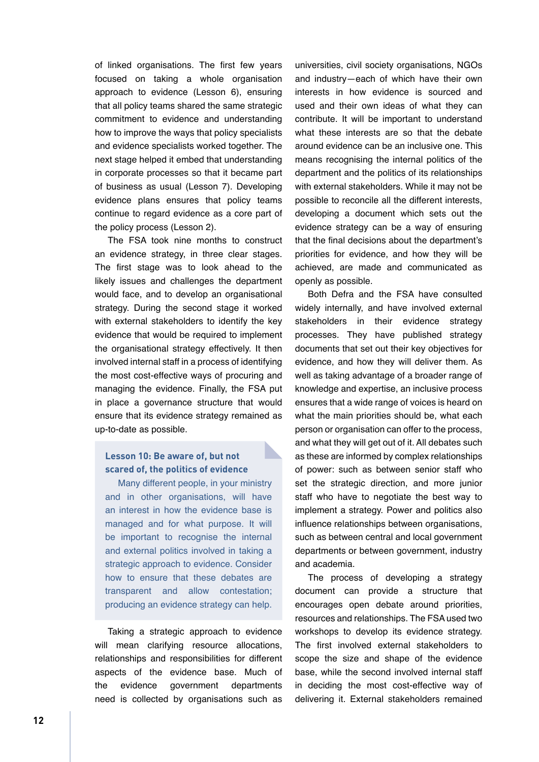of linked organisations. The first few years focused on taking a whole organisation approach to evidence (Lesson 6), ensuring that all policy teams shared the same strategic commitment to evidence and understanding how to improve the ways that policy specialists and evidence specialists worked together. The next stage helped it embed that understanding in corporate processes so that it became part of business as usual (Lesson 7). Developing evidence plans ensures that policy teams continue to regard evidence as a core part of the policy process (Lesson 2).

The FSA took nine months to construct an evidence strategy, in three clear stages. The first stage was to look ahead to the likely issues and challenges the department would face, and to develop an organisational strategy. During the second stage it worked with external stakeholders to identify the key evidence that would be required to implement the organisational strategy effectively. It then involved internal staff in a process of identifying the most cost-effective ways of procuring and managing the evidence. Finally, the FSA put in place a governance structure that would ensure that its evidence strategy remained as up-to-date as possible.

> **Lesson 10: Be aware of, but not scared of, the politics of evidence**
>
> Many different people, in your ministry and in other organisations, will have an interest in how the evidence base is managed and for what purpose. It will be important to recognise the internal and external politics involved in taking a strategic approach to evidence. Consider how to ensure that these debates are transparent and allow contestation; producing an evidence strategy can help.

Taking a strategic approach to evidence will mean clarifying resource allocations, relationships and responsibilities for different aspects of the evidence base. Much of the evidence government departments need is collected by organisations such as universities, civil society organisations, NGOs and industry—each of which have their own interests in how evidence is sourced and used and their own ideas of what they can contribute. It will be important to understand what these interests are so that the debate around evidence can be an inclusive one. This means recognising the internal politics of the department and the politics of its relationships with external stakeholders. While it may not be possible to reconcile all the different interests, developing a document which sets out the evidence strategy can be a way of ensuring that the final decisions about the department's priorities for evidence, and how they will be achieved, are made and communicated as openly as possible.

Both Defra and the FSA have consulted widely internally, and have involved external stakeholders in their evidence strategy processes. They have published strategy documents that set out their key objectives for evidence, and how they will deliver them. As well as taking advantage of a broader range of knowledge and expertise, an inclusive process ensures that a wide range of voices is heard on what the main priorities should be, what each person or organisation can offer to the process, and what they will get out of it. All debates such as these are informed by complex relationships of power: such as between senior staff who set the strategic direction, and more junior staff who have to negotiate the best way to implement a strategy. Power and politics also influence relationships between organisations, such as between central and local government departments or between government, industry and academia.

The process of developing a strategy document can provide a structure that encourages open debate around priorities, resources and relationships. The FSA used two workshops to develop its evidence strategy. The first involved external stakeholders to scope the size and shape of the evidence base, while the second involved internal staff in deciding the most cost-effective way of delivering it. External stakeholders remained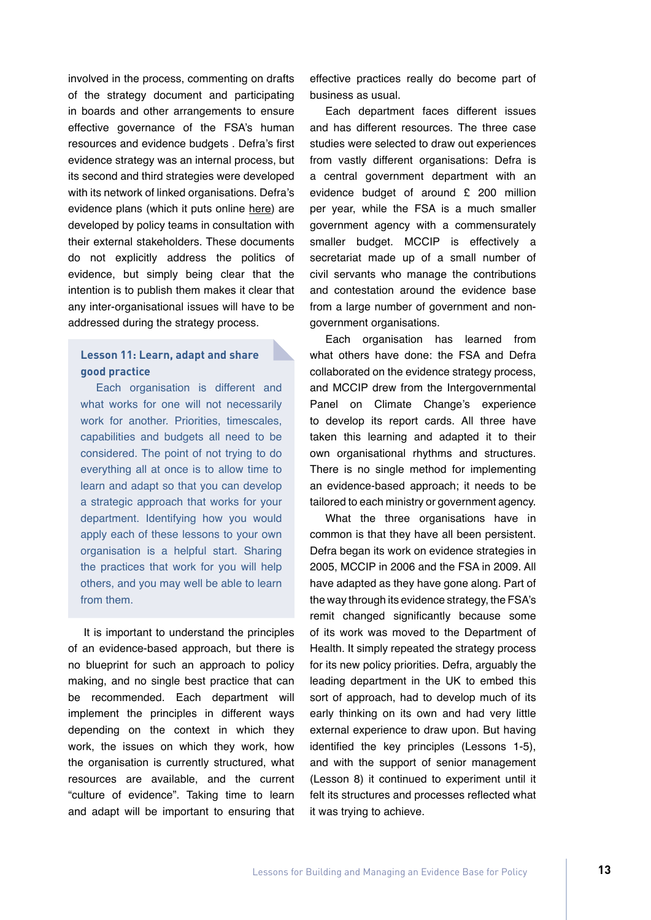involved in the process, commenting on drafts of the strategy document and participating in boards and other arrangements to ensure effective governance of the FSA's human resources and evidence budgets . Defra's first evidence strategy was an internal process, but its second and third strategies were developed with its network of linked organisations. Defra's evidence plans (which it puts online here) are developed by policy teams in consultation with their external stakeholders. These documents do not explicitly address the politics of evidence, but simply being clear that the intention is to publish them makes it clear that any inter-organisational issues will have to be addressed during the strategy process.

> **Lesson 11: Learn, adapt and share good practice**
>
> Each organisation is different and what works for one will not necessarily work for another. Priorities, timescales, capabilities and budgets all need to be considered. The point of not trying to do everything all at once is to allow time to learn and adapt so that you can develop a strategic approach that works for your department. Identifying how you would apply each of these lessons to your own organisation is a helpful start. Sharing the practices that work for you will help others, and you may well be able to learn from them.

It is important to understand the principles of an evidence-based approach, but there is no blueprint for such an approach to policy making, and no single best practice that can be recommended. Each department will implement the principles in different ways depending on the context in which they work, the issues on which they work, how the organisation is currently structured, what resources are available, and the current "culture of evidence". Taking time to learn and adapt will be important to ensuring that effective practices really do become part of business as usual.

Each department faces different issues and has different resources. The three case studies were selected to draw out experiences from vastly different organisations: Defra is a central government department with an evidence budget of around £ 200 million per year, while the FSA is a much smaller government agency with a commensurately smaller budget. MCCIP is effectively a secretariat made up of a small number of civil servants who manage the contributions and contestation around the evidence base from a large number of government and non-government organisations.

Each organisation has learned from what others have done: the FSA and Defra collaborated on the evidence strategy process, and MCCIP drew from the Intergovernmental Panel on Climate Change's experience to develop its report cards. All three have taken this learning and adapted it to their own organisational rhythms and structures. There is no single method for implementing an evidence-based approach; it needs to be tailored to each ministry or government agency.

What the three organisations have in common is that they have all been persistent. Defra began its work on evidence strategies in 2005, MCCIP in 2006 and the FSA in 2009. All have adapted as they have gone along. Part of the way through its evidence strategy, the FSA's remit changed significantly because some of its work was moved to the Department of Health. It simply repeated the strategy process for its new policy priorities. Defra, arguably the leading department in the UK to embed this sort of approach, had to develop much of its early thinking on its own and had very little external experience to draw upon. But having identified the key principles (Lessons 1-5), and with the support of senior management (Lesson 8) it continued to experiment until it felt its structures and processes reflected what it was trying to achieve.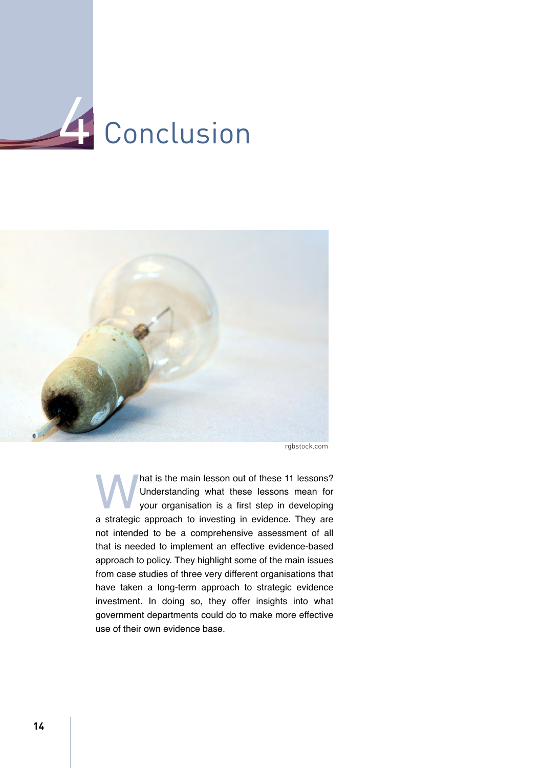# 4 Conclusion

rgbstock.com

What is the main lesson out of these 11 lessons? Understanding what these lessons mean for your organisation is a first step in developing a strategic approach to investing in evidence. They are not intended to be a comprehensive assessment of all that is needed to implement an effective evidence-based approach to policy. They highlight some of the main issues from case studies of three very different organisations that have taken a long-term approach to strategic evidence investment. In doing so, they offer insights into what government departments could do to make more effective use of their own evidence base.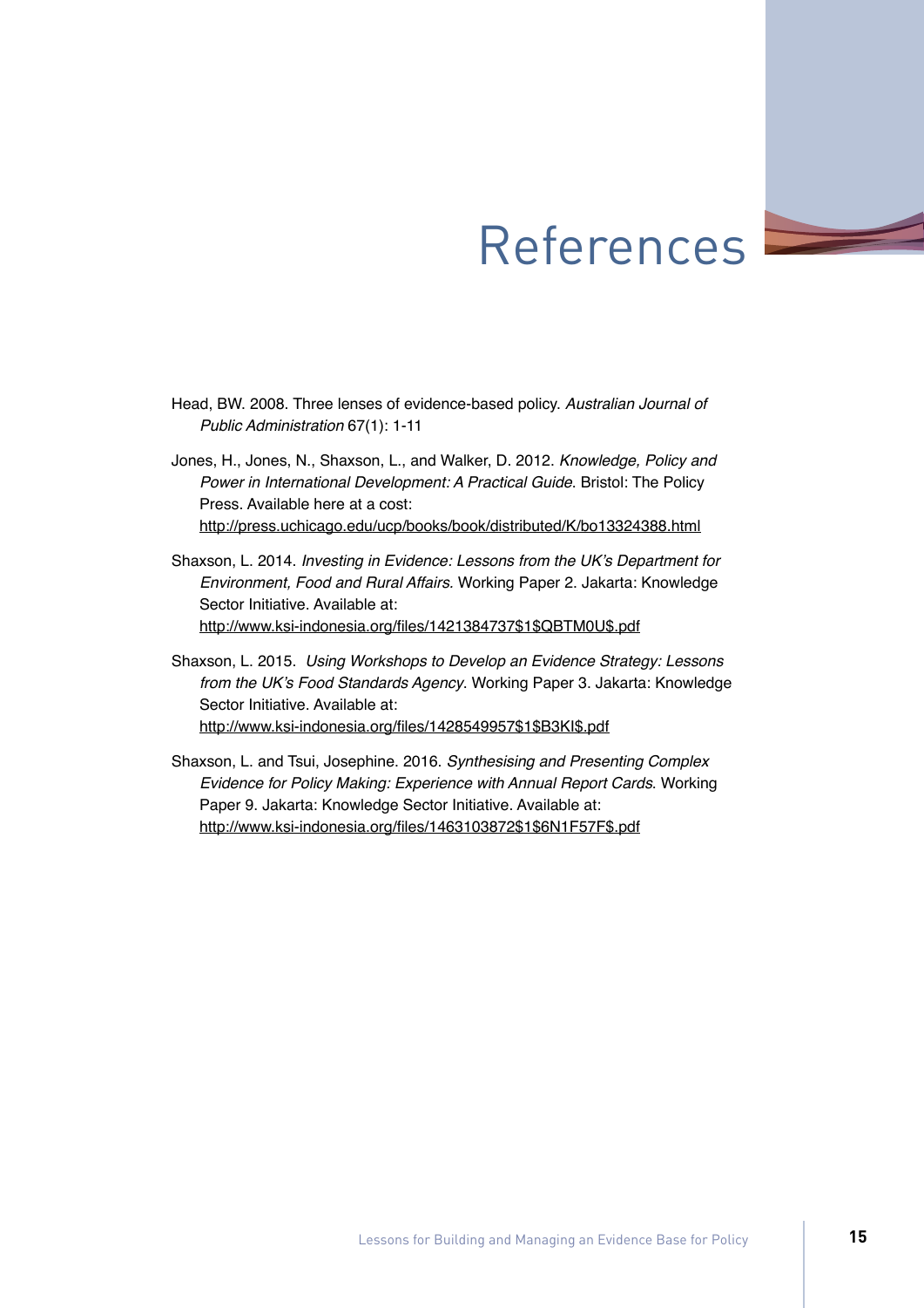# References

Head, BW. 2008. Three lenses of evidence-based policy. *Australian Journal of Public Administration* 67(1): 1-11

Jones, H., Jones, N., Shaxson, L., and Walker, D. 2012. *Knowledge, Policy and Power in International Development: A Practical Guide*. Bristol: The Policy Press. Available here at a cost: http://press.uchicago.edu/ucp/books/book/distributed/K/bo13324388.html

Shaxson, L. 2014. *Investing in Evidence: Lessons from the UK's Department for Environment, Food and Rural Affairs.* Working Paper 2. Jakarta: Knowledge Sector Initiative. Available at: http://www.ksi-indonesia.org/files/1421384737$1$QBTM0U$.pdf

Shaxson, L. 2015. *Using Workshops to Develop an Evidence Strategy: Lessons from the UK's Food Standards Agency*. Working Paper 3. Jakarta: Knowledge Sector Initiative. Available at: http://www.ksi-indonesia.org/files/1428549957$1$B3KI$.pdf

Shaxson, L. and Tsui, Josephine. 2016. *Synthesising and Presenting Complex Evidence for Policy Making: Experience with Annual Report Cards*. Working Paper 9. Jakarta: Knowledge Sector Initiative. Available at: http://www.ksi-indonesia.org/files/1463103872$1$6N1F57F$.pdf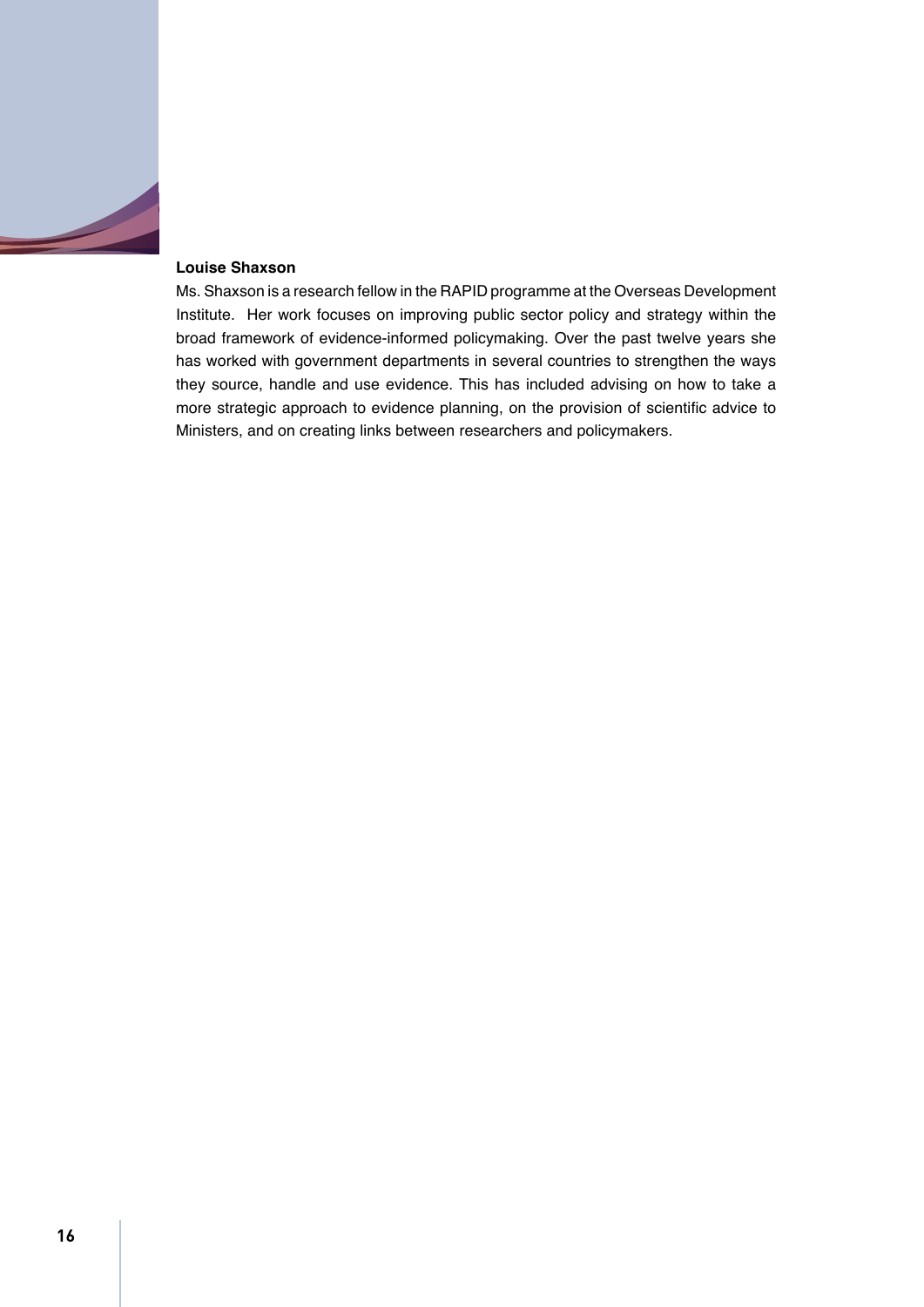**Louise Shaxson**

Ms. Shaxson is a research fellow in the RAPID programme at the Overseas Development Institute. Her work focuses on improving public sector policy and strategy within the broad framework of evidence-informed policymaking. Over the past twelve years she has worked with government departments in several countries to strengthen the ways they source, handle and use evidence. This has included advising on how to take a more strategic approach to evidence planning, on the provision of scientific advice to Ministers, and on creating links between researchers and policymakers.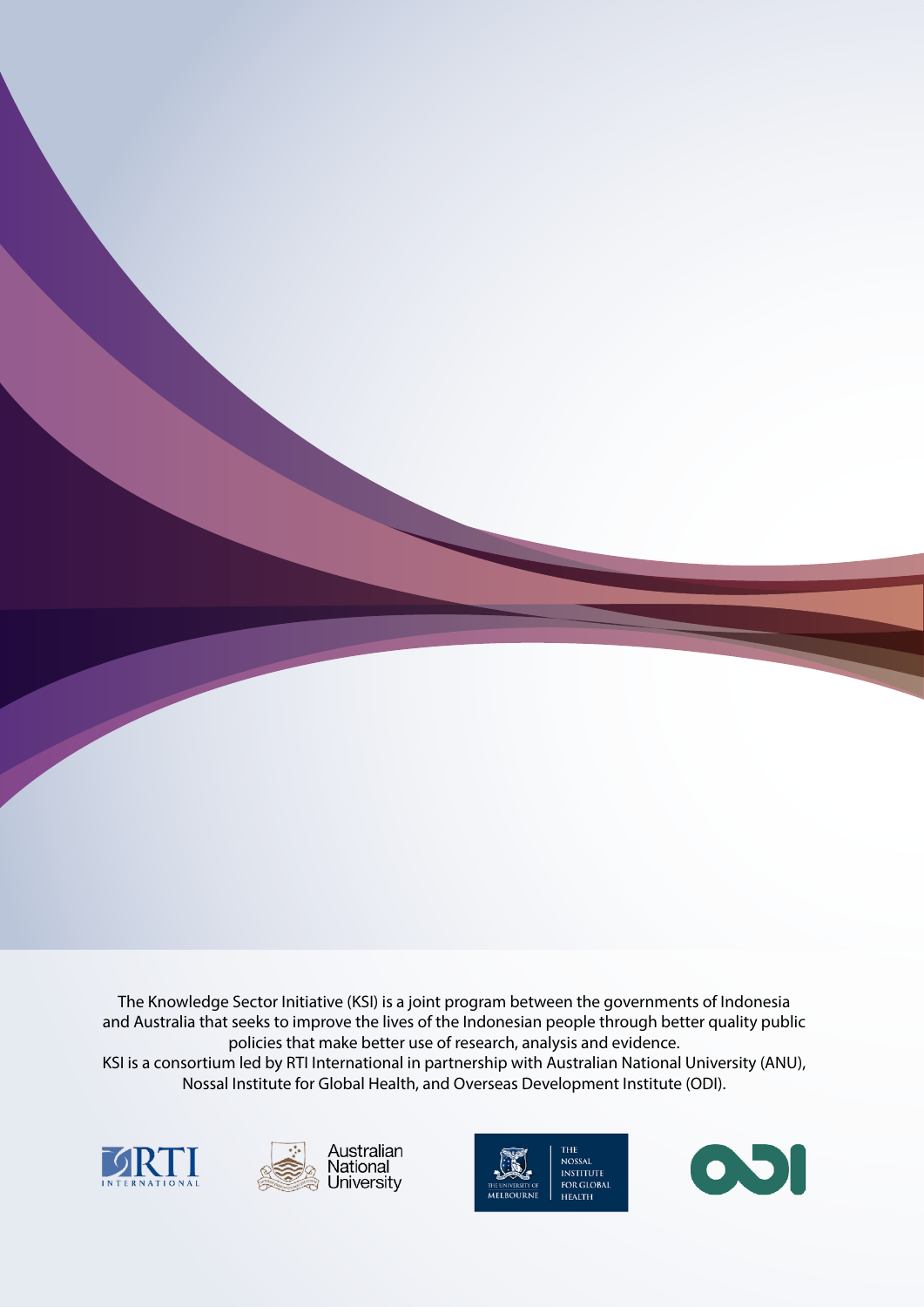The Knowledge Sector Initiative (KSI) is a joint program between the governments of Indonesia and Australia that seeks to improve the lives of the Indonesian people through better quality public policies that make better use of research, analysis and evidence.

KSI is a consortium led by RTI International in partnership with Australian National University (ANU), Nossal Institute for Global Health, and Overseas Development Institute (ODI).